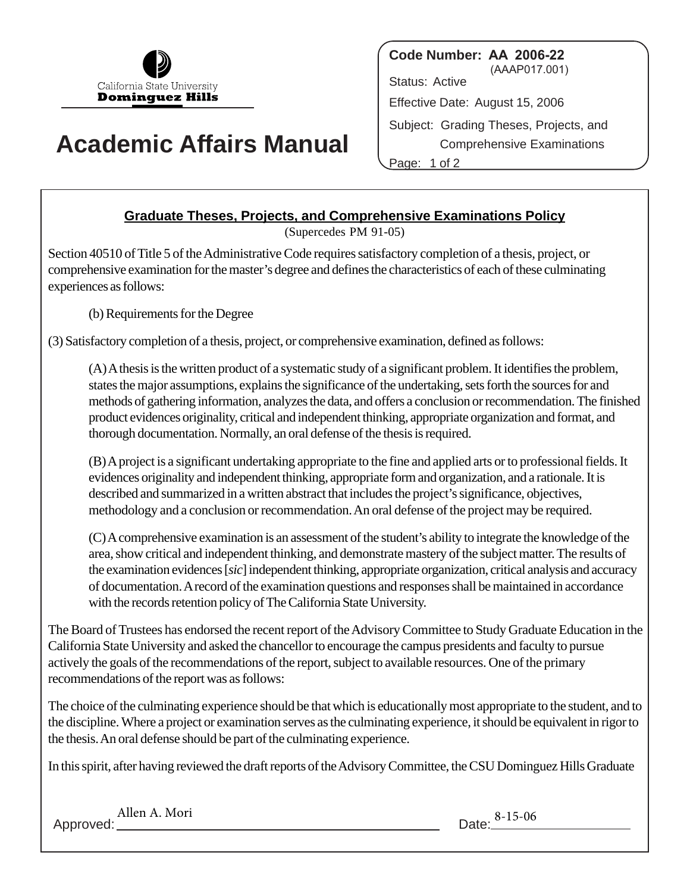California State University
**Dominguez Hills**

# Academic Affairs Manual

**Code Number: AA 2006-22**
(AAAP017.001)
Status: Active
Effective Date: August 15, 2006
Subject: Grading Theses, Projects, and Comprehensive Examinations

## Graduate Theses, Projects, and Comprehensive Examinations Policy

(Supercedes PM 91-05)

Section 40510 of Title 5 of the Administrative Code requires satisfactory completion of a thesis, project, or comprehensive examination for the master's degree and defines the characteristics of each of these culminating experiences as follows:

(b) Requirements for the Degree

(3) Satisfactory completion of a thesis, project, or comprehensive examination, defined as follows:

(A) A thesis is the written product of a systematic study of a significant problem. It identifies the problem, states the major assumptions, explains the significance of the undertaking, sets forth the sources for and methods of gathering information, analyzes the data, and offers a conclusion or recommendation. The finished product evidences originality, critical and independent thinking, appropriate organization and format, and thorough documentation. Normally, an oral defense of the thesis is required.

(B) A project is a significant undertaking appropriate to the fine and applied arts or to professional fields. It evidences originality and independent thinking, appropriate form and organization, and a rationale. It is described and summarized in a written abstract that includes the project's significance, objectives, methodology and a conclusion or recommendation. An oral defense of the project may be required.

(C) A comprehensive examination is an assessment of the student's ability to integrate the knowledge of the area, show critical and independent thinking, and demonstrate mastery of the subject matter. The results of the examination evidences [*sic*] independent thinking, appropriate organization, critical analysis and accuracy of documentation. A record of the examination questions and responses shall be maintained in accordance with the records retention policy of The California State University.

The Board of Trustees has endorsed the recent report of the Advisory Committee to Study Graduate Education in the California State University and asked the chancellor to encourage the campus presidents and faculty to pursue actively the goals of the recommendations of the report, subject to available resources. One of the primary recommendations of the report was as follows:

The choice of the culminating experience should be that which is educationally most appropriate to the student, and to the discipline. Where a project or examination serves as the culminating experience, it should be equivalent in rigor to the thesis. An oral defense should be part of the culminating experience.

In this spirit, after having reviewed the draft reports of the Advisory Committee, the CSU Dominguez Hills Graduate

Approved: Allen A. Mori
Date: 8-15-06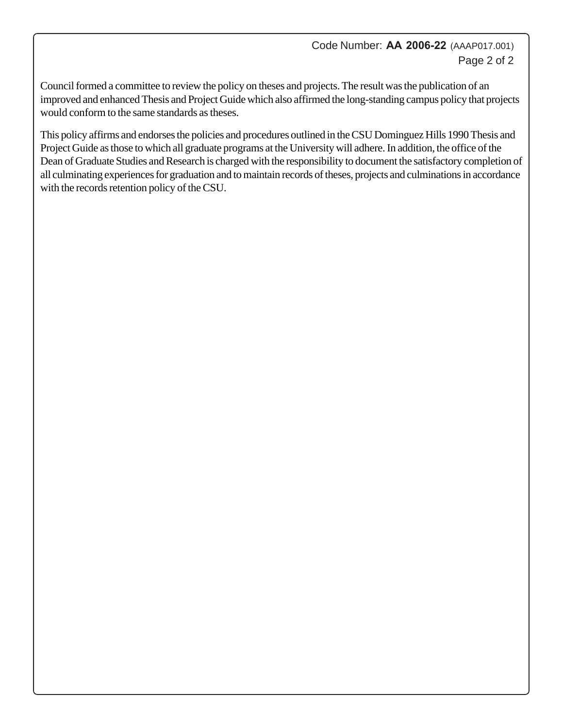Council formed a committee to review the policy on theses and projects. The result was the publication of an improved and enhanced Thesis and Project Guide which also affirmed the long-standing campus policy that projects would conform to the same standards as theses.

This policy affirms and endorses the policies and procedures outlined in the CSU Dominguez Hills 1990 Thesis and Project Guide as those to which all graduate programs at the University will adhere. In addition, the office of the Dean of Graduate Studies and Research is charged with the responsibility to document the satisfactory completion of all culminating experiences for graduation and to maintain records of theses, projects and culminations in accordance with the records retention policy of the CSU.